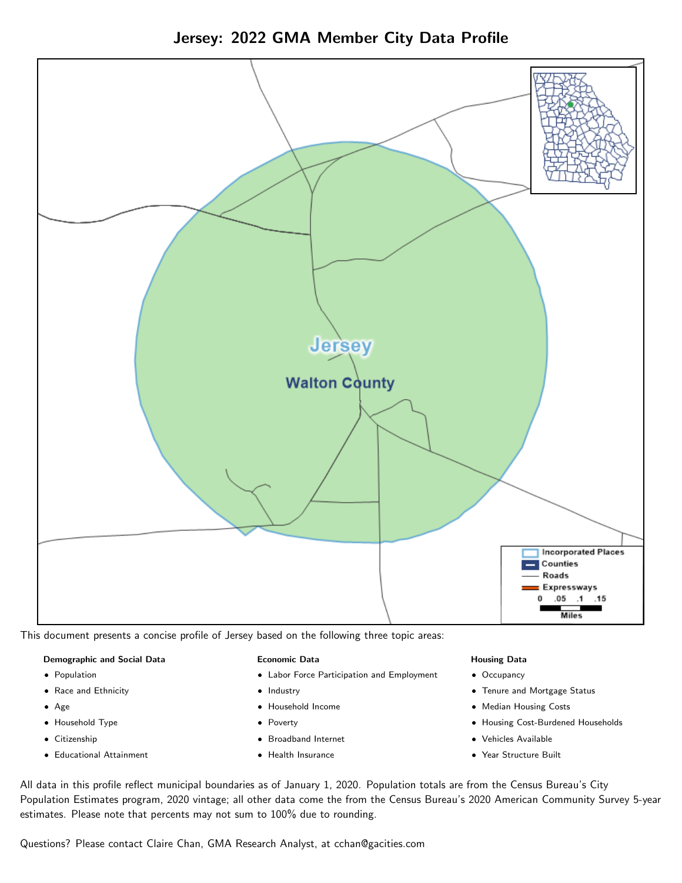# Jersey: 2022 GMA Member City Data Profile

This document presents a concise profile of Jersey based on the following three topic areas:

**Demographic and Social Data**

- Population
- Race and Ethnicity
- Age
- Household Type
- Citizenship
- Educational Attainment

**Economic Data**

- Labor Force Participation and Employment
- Industry
- Household Income
- Poverty
- Broadband Internet
- Health Insurance

**Housing Data**

- Occupancy
- Tenure and Mortgage Status
- Median Housing Costs
- Housing Cost-Burdened Households
- Vehicles Available
- Year Structure Built

All data in this profile reflect municipal boundaries as of January 1, 2020. Population totals are from the Census Bureau's City Population Estimates program, 2020 vintage; all other data come the from the Census Bureau's 2020 American Community Survey 5-year estimates. Please note that percents may not sum to 100% due to rounding.

Questions? Please contact Claire Chan, GMA Research Analyst, at cchan@gacities.com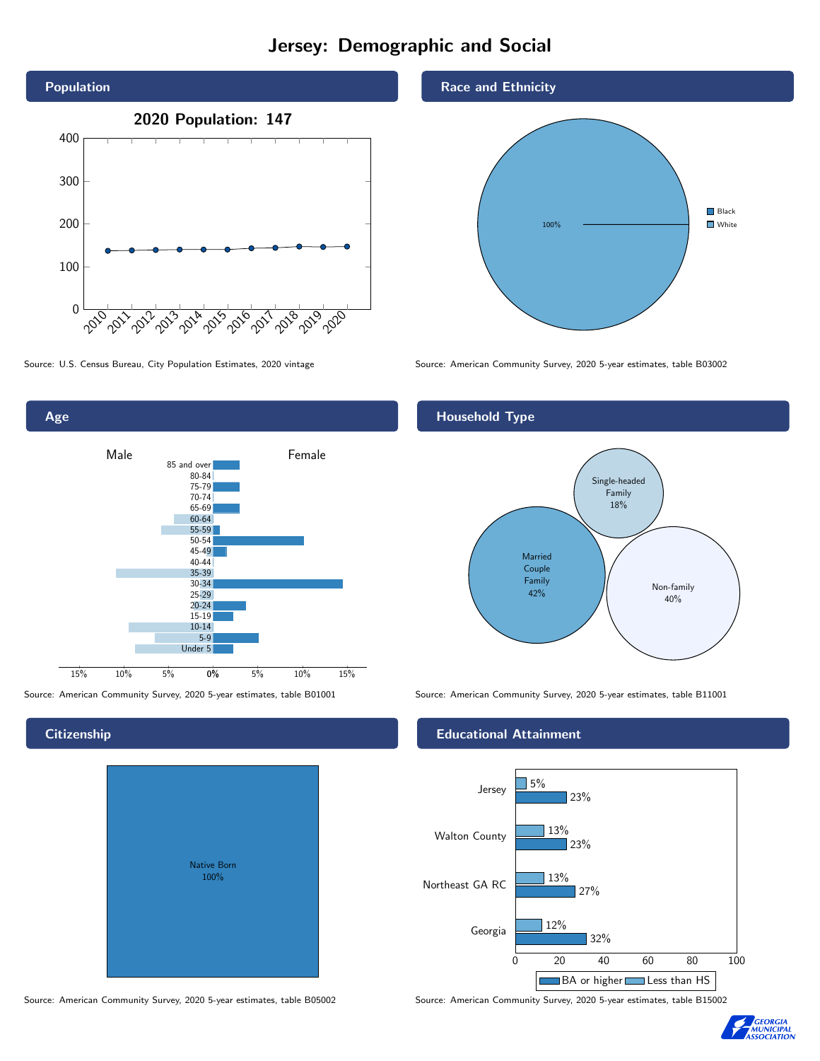# Jersey: Demographic and Social

## Population

**2020 Population: 147**

Source: U.S. Census Bureau, City Population Estimates, 2020 vintage

## Race and Ethnicity

100%

Black
White

Source: American Community Survey, 2020 5-year estimates, table B03002

## Age

Male | Female

85 and over, 80-84, 75-79, 70-74, 65-69, 60-64, 55-59, 50-54, 45-49, 40-44, 35-39, 30-34, 25-29, 20-24, 15-19, 10-14, 5-9, Under 5

Source: American Community Survey, 2020 5-year estimates, table B01001

## Household Type

Single-headed Family 18%

Married Couple Family 42%

Non-family 40%

Source: American Community Survey, 2020 5-year estimates, table B11001

## Citizenship

Native Born 100%

Source: American Community Survey, 2020 5-year estimates, table B05002

## Educational Attainment

| | Less than HS | BA or higher |
|---|---|---|
| Jersey | 5% | 23% |
| Walton County | 13% | 23% |
| Northeast GA RC | 13% | 27% |
| Georgia | 12% | 32% |

Source: American Community Survey, 2020 5-year estimates, table B15002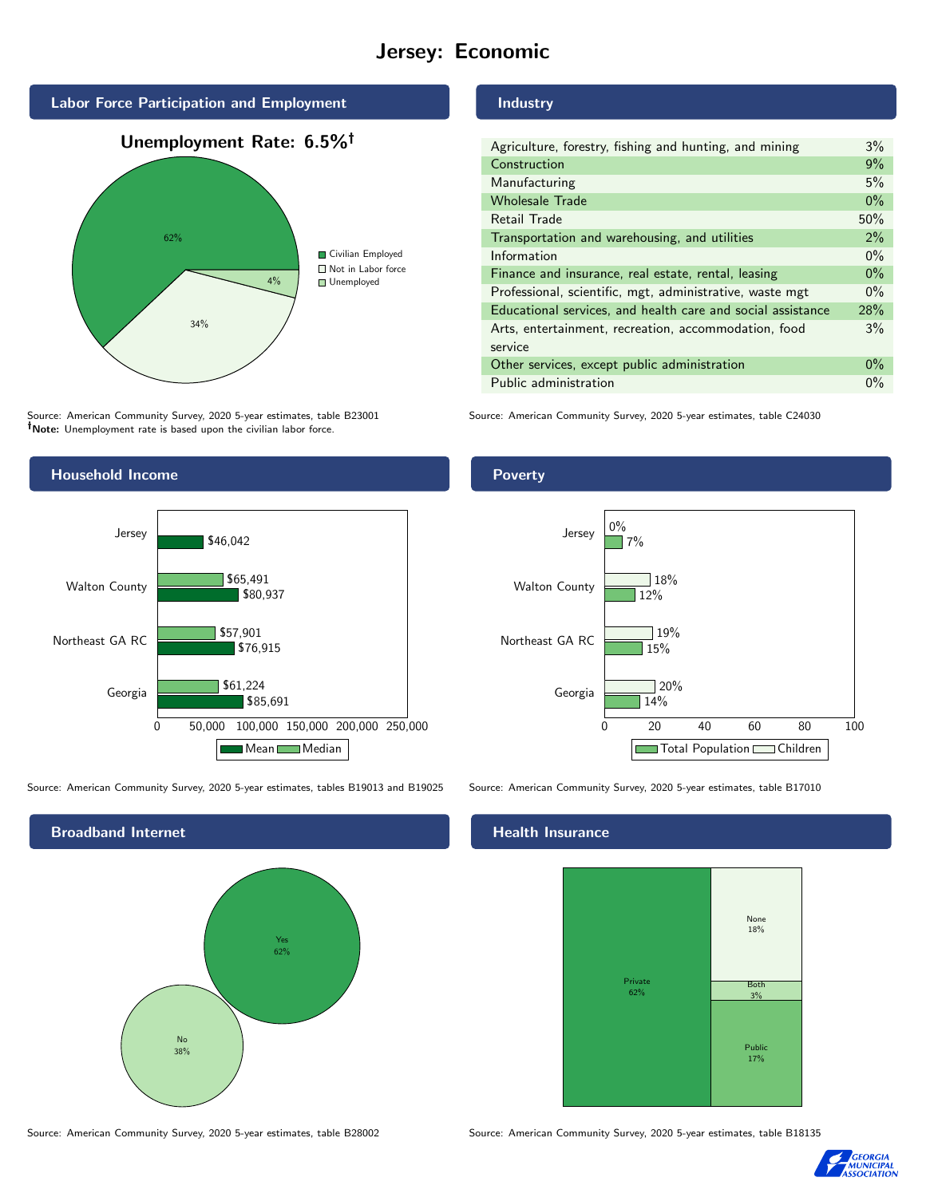# Jersey: Economic

## Labor Force Participation and Employment

**Unemployment Rate: 6.5%†**

| Category | Percent |
| --- | --- |
| Civilian Employed | 62% |
| Not in Labor force | 34% |
| Unemployed | 4% |

Source: American Community Survey, 2020 5-year estimates, table B23001
**†Note:** Unemployment rate is based upon the civilian labor force.

## Industry

| Industry | Percent |
| --- | --- |
| Agriculture, forestry, fishing and hunting, and mining | 3% |
| Construction | 9% |
| Manufacturing | 5% |
| Wholesale Trade | 0% |
| Retail Trade | 50% |
| Transportation and warehousing, and utilities | 2% |
| Information | 0% |
| Finance and insurance, real estate, rental, leasing | 0% |
| Professional, scientific, mgt, administrative, waste mgt | 0% |
| Educational services, and health care and social assistance | 28% |
| Arts, entertainment, recreation, accommodation, food service | 3% |
| Other services, except public administration | 0% |
| Public administration | 0% |

Source: American Community Survey, 2020 5-year estimates, table C24030

## Household Income

| Geography | Median | Mean |
| --- | --- | --- |
| Jersey | | $46,042 |
| Walton County | $65,491 | $80,937 |
| Northeast GA RC | $57,901 | $76,915 |
| Georgia | $61,224 | $85,691 |

Source: American Community Survey, 2020 5-year estimates, tables B19013 and B19025

## Poverty

| Geography | Children | Total Population |
| --- | --- | --- |
| Jersey | 0% | 7% |
| Walton County | 18% | 12% |
| Northeast GA RC | 19% | 15% |
| Georgia | 20% | 14% |

Source: American Community Survey, 2020 5-year estimates, table B17010

## Broadband Internet

| Response | Percent |
| --- | --- |
| Yes | 62% |
| No | 38% |

Source: American Community Survey, 2020 5-year estimates, table B28002

## Health Insurance

| Type | Percent |
| --- | --- |
| Private | 62% |
| None | 18% |
| Both | 3% |
| Public | 17% |

Source: American Community Survey, 2020 5-year estimates, table B18135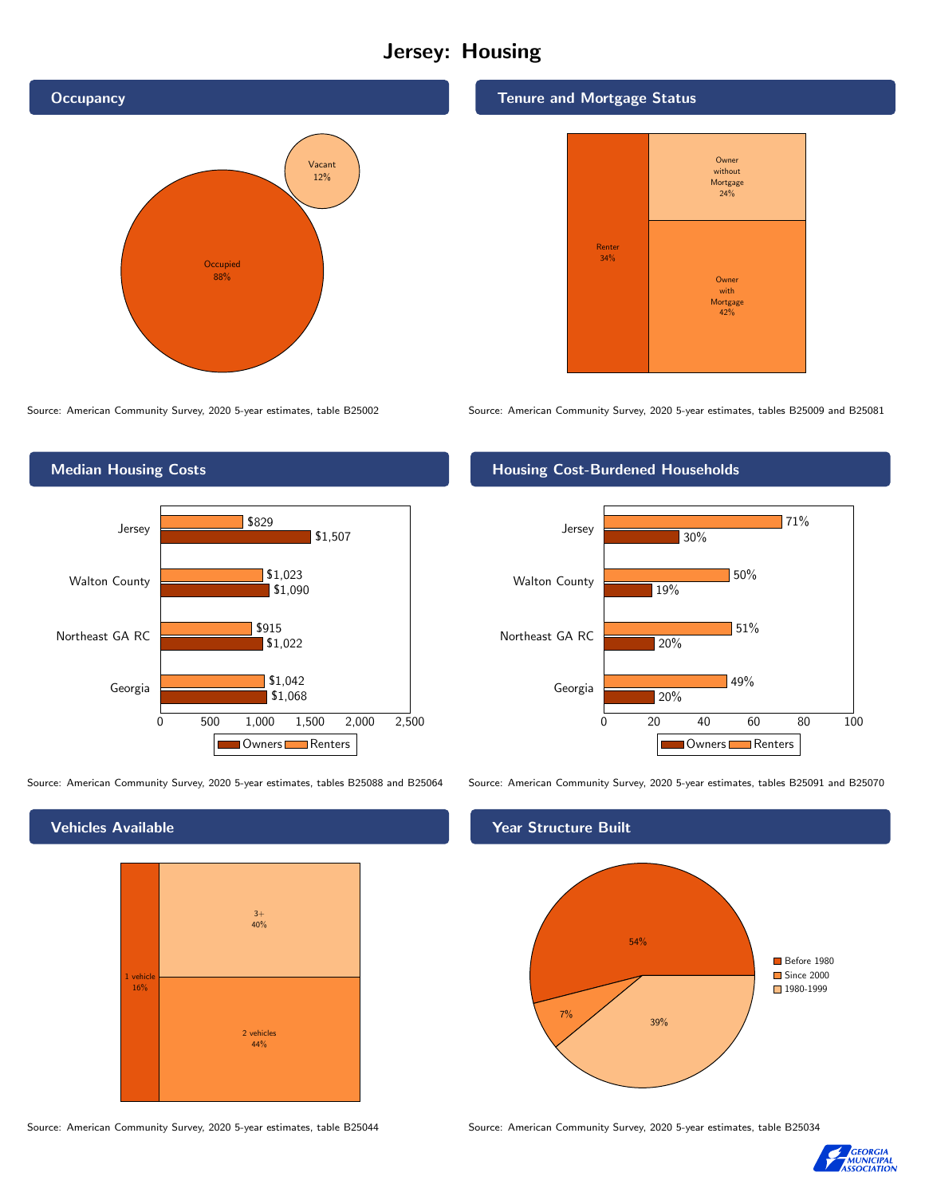# Jersey: Housing

## Occupancy

Vacant
12%

Occupied
88%

Source: American Community Survey, 2020 5-year estimates, table B25002

## Tenure and Mortgage Status

Renter
34%

Owner without Mortgage
24%

Owner with Mortgage
42%

Source: American Community Survey, 2020 5-year estimates, tables B25009 and B25081

## Median Housing Costs

Jersey: $829, $1,507

Walton County: $1,023, $1,090

Northeast GA RC: $915, $1,022

Georgia: $1,042, $1,068

0 500 1,000 1,500 2,000 2,500

Owners Renters

Source: American Community Survey, 2020 5-year estimates, tables B25088 and B25064

## Housing Cost-Burdened Households

Jersey: 71%, 30%

Walton County: 50%, 19%

Northeast GA RC: 51%, 20%

Georgia: 49%, 20%

0 20 40 60 80 100

Owners Renters

Source: American Community Survey, 2020 5-year estimates, tables B25091 and B25070

## Vehicles Available

1 vehicle
16%

3+
40%

2 vehicles
44%

Source: American Community Survey, 2020 5-year estimates, table B25044

## Year Structure Built

54%

7%

39%

Before 1980
Since 2000
1980-1999

Source: American Community Survey, 2020 5-year estimates, table B25034